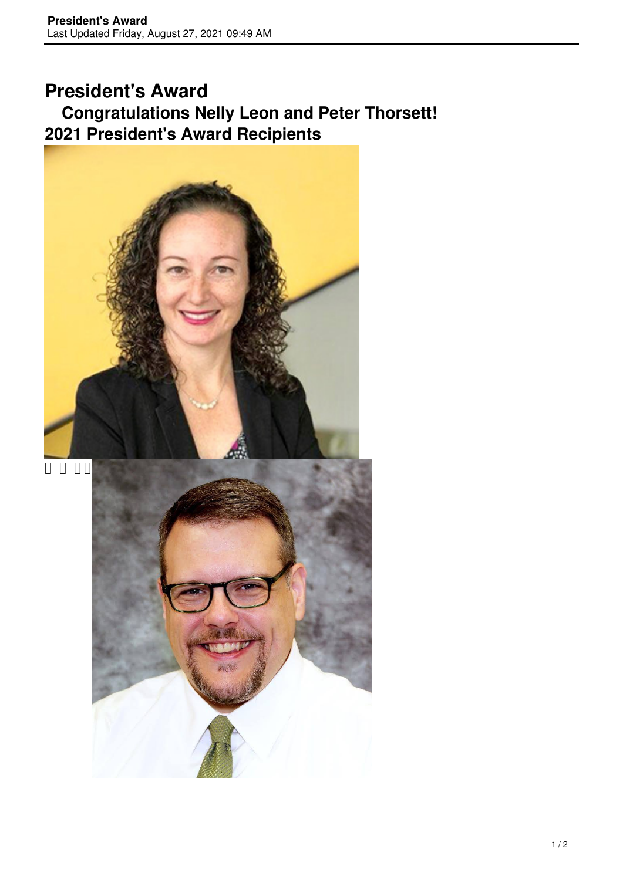# President's Award

## Congratulations Nelly Leon and Peter Thorsett!

## 2021 President's Award Recipients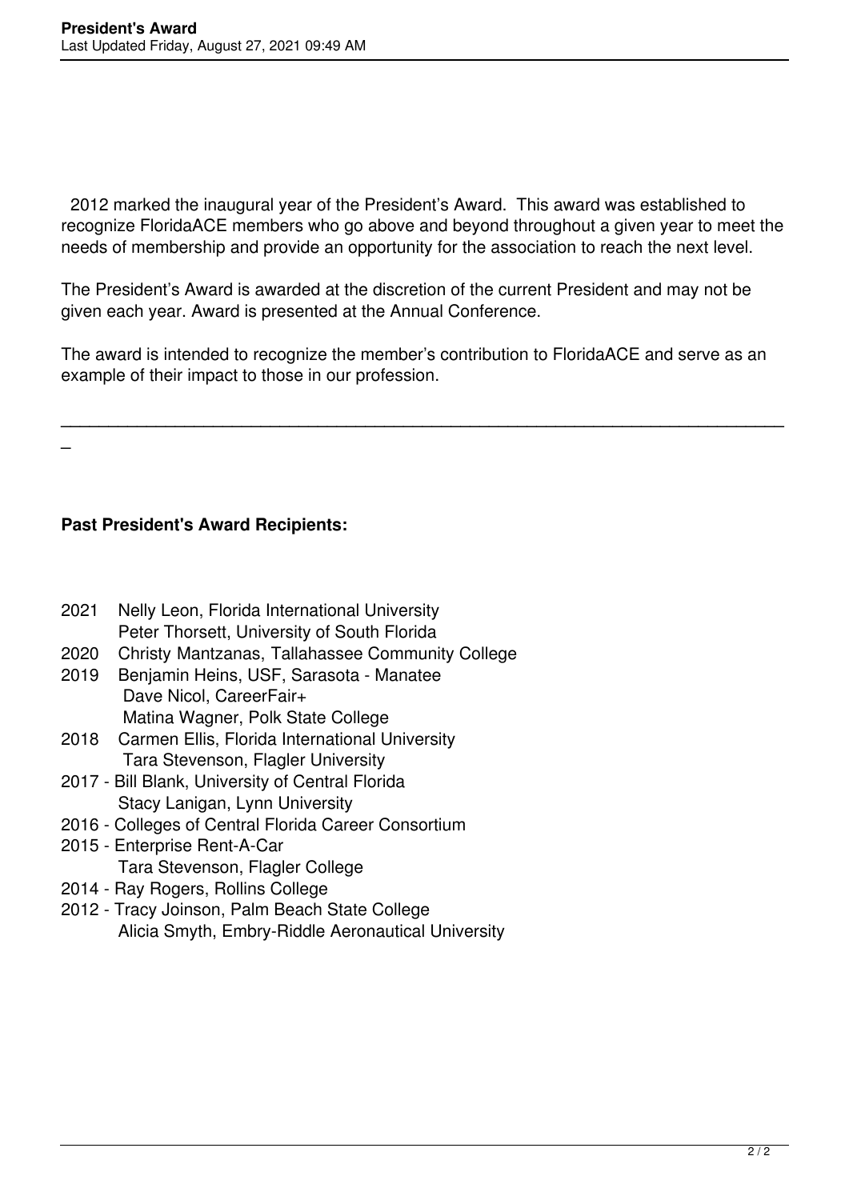2012 marked the inaugural year of the President's Award. This award was established to recognize FloridaACE members who go above and beyond throughout a given year to meet the needs of membership and provide an opportunity for the association to reach the next level.

The President's Award is awarded at the discretion of the current President and may not be given each year. Award is presented at the Annual Conference.

The award is intended to recognize the member's contribution to FloridaACE and serve as an example of their impact to those in our profession.

---

**Past President's Award Recipients:**

2021 Nelly Leon, Florida International University
Peter Thorsett, University of South Florida
2020 Christy Mantzanas, Tallahassee Community College
2019 Benjamin Heins, USF, Sarasota - Manatee
Dave Nicol, CareerFair+
Matina Wagner, Polk State College
2018 Carmen Ellis, Florida International University
Tara Stevenson, Flagler University
2017 - Bill Blank, University of Central Florida
Stacy Lanigan, Lynn University
2016 - Colleges of Central Florida Career Consortium
2015 - Enterprise Rent-A-Car
Tara Stevenson, Flagler College
2014 - Ray Rogers, Rollins College
2012 - Tracy Joinson, Palm Beach State College
Alicia Smyth, Embry-Riddle Aeronautical University